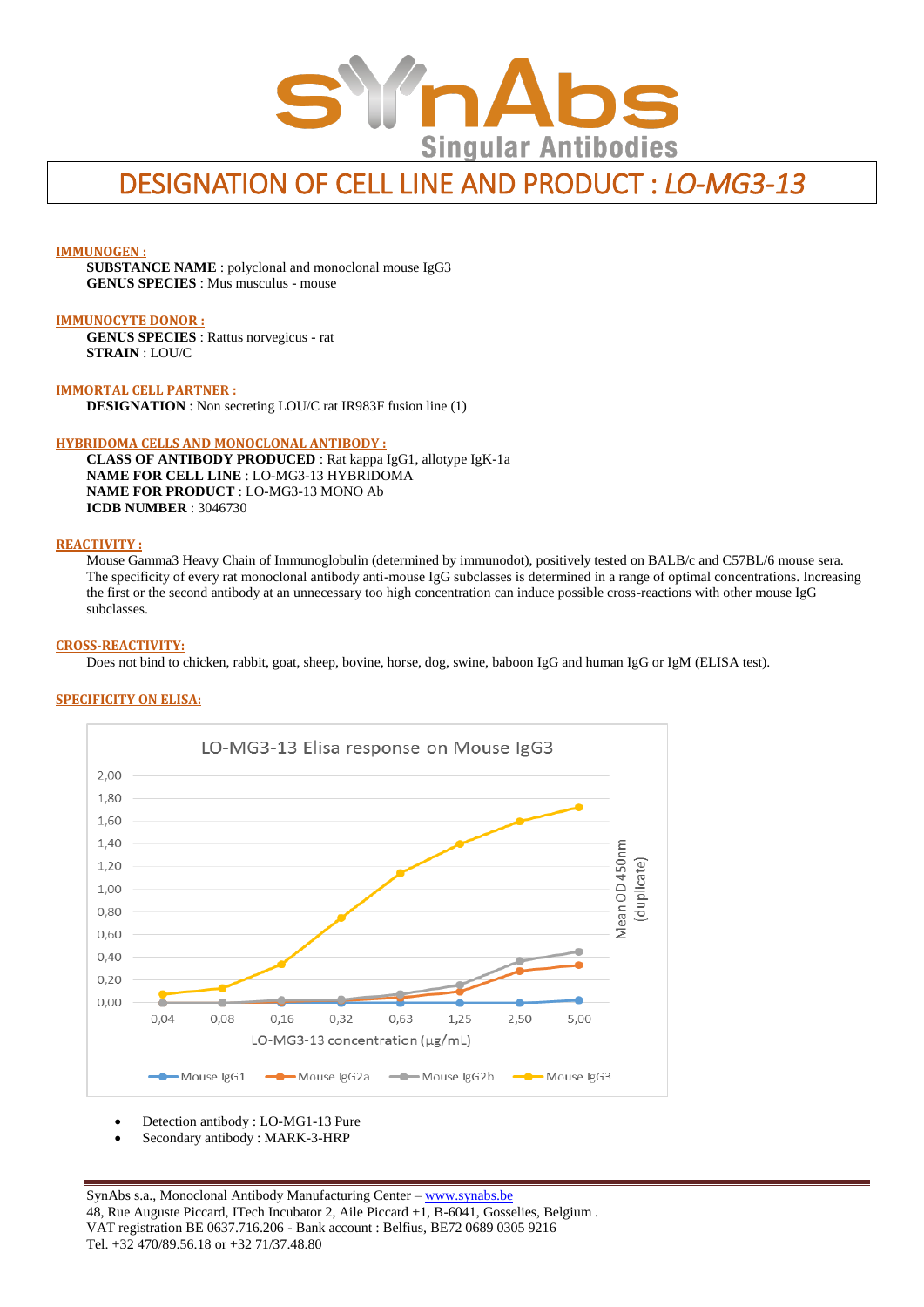# DESIGNATION OF CELL LINE AND PRODUCT : *LO-MG3-13*

**IMMUNOGEN :**

**SUBSTANCE NAME** : polyclonal and monoclonal mouse IgG3
**GENUS SPECIES** : Mus musculus - mouse

**IMMUNOCYTE DONOR :**

**GENUS SPECIES** : Rattus norvegicus - rat
**STRAIN** : LOU/C

**IMMORTAL CELL PARTNER :**

**DESIGNATION** : Non secreting LOU/C rat IR983F fusion line (1)

**HYBRIDOMA CELLS AND MONOCLONAL ANTIBODY :**

**CLASS OF ANTIBODY PRODUCED** : Rat kappa IgG1, allotype IgK-1a
**NAME FOR CELL LINE** : LO-MG3-13 HYBRIDOMA
**NAME FOR PRODUCT** : LO-MG3-13 MONO Ab
**ICDB NUMBER** : 3046730

**REACTIVITY :**

Mouse Gamma3 Heavy Chain of Immunoglobulin (determined by immunodot), positively tested on BALB/c and C57BL/6 mouse sera. The specificity of every rat monoclonal antibody anti-mouse IgG subclasses is determined in a range of optimal concentrations. Increasing the first or the second antibody at an unnecessary too high concentration can induce possible cross-reactions with other mouse IgG subclasses.

**CROSS-REACTIVITY:**

Does not bind to chicken, rabbit, goat, sheep, bovine, horse, dog, swine, baboon IgG and human IgG or IgM (ELISA test).

**SPECIFICITY ON ELISA:**

LO-MG3-13 Elisa response on Mouse IgG3

| LO-MG3-13 concentration (µg/mL) | 0,04 | 0,08 | 0,16 | 0,32 | 0,63 | 1,25 | 2,50 | 5,00 |
|---|---|---|---|---|---|---|---|---|
| Mouse IgG1 | 0,00 | 0,00 | 0,00 | 0,00 | 0,00 | 0,00 | 0,00 | 0,02 |
| Mouse IgG2a | 0,00 | 0,00 | 0,01 | 0,02 | 0,04 | 0,10 | 0,28 | 0,33 |
| Mouse IgG2b | 0,00 | 0,00 | 0,02 | 0,03 | 0,08 | 0,16 | 0,37 | 0,45 |
| Mouse IgG3 | 0,08 | 0,13 | 0,34 | 0,75 | 1,14 | 1,40 | 1,60 | 1,72 |

Mean OD 450nm (duplicate)

- Detection antibody : LO-MG1-13 Pure
- Secondary antibody : MARK-3-HRP

SynAbs s.a., Monoclonal Antibody Manufacturing Center – www.synabs.be
48, Rue Auguste Piccard, ITech Incubator 2, Aile Piccard +1, B-6041, Gosselies, Belgium .
VAT registration BE 0637.716.206 - Bank account : Belfius, BE72 0689 0305 9216
Tel. +32 470/89.56.18 or +32 71/37.48.80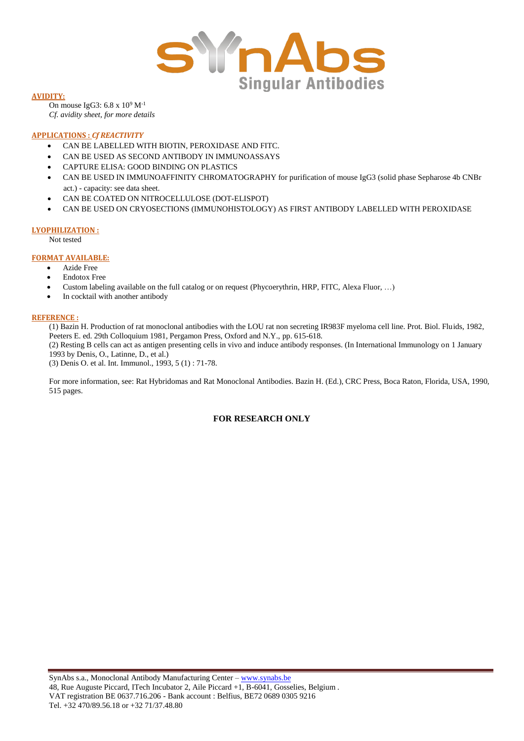**AVIDITY:**

On mouse IgG3: 6.8 x $10^9$ $M^{-1}$

*Cf. avidity sheet, for more details*

**APPLICATIONS :** ***Cf REACTIVITY***

- CAN BE LABELLED WITH BIOTIN, PEROXIDASE AND FITC.
- CAN BE USED AS SECOND ANTIBODY IN IMMUNOASSAYS
- CAPTURE ELISA: GOOD BINDING ON PLASTICS
- CAN BE USED IN IMMUNOAFFINITY CHROMATOGRAPHY for purification of mouse IgG3 (solid phase Sepharose 4b CNBr act.) - capacity: see data sheet.
- CAN BE COATED ON NITROCELLULOSE (DOT-ELISPOT)
- CAN BE USED ON CRYOSECTIONS (IMMUNOHISTOLOGY) AS FIRST ANTIBODY LABELLED WITH PEROXIDASE

**LYOPHILIZATION :**

Not tested

**FORMAT AVAILABLE:**

- Azide Free
- Endotox Free
- Custom labeling available on the full catalog or on request (Phycoerythrin, HRP, FITC, Alexa Fluor, …)
- In cocktail with another antibody

**REFERENCE :**

(1) Bazin H. Production of rat monoclonal antibodies with the LOU rat non secreting IR983F myeloma cell line. Prot. Biol. Fluids, 1982, Peeters E. ed. 29th Colloquium 1981, Pergamon Press, Oxford and N.Y., pp. 615-618.
(2) Resting B cells can act as antigen presenting cells in vivo and induce antibody responses. (In International Immunology on 1 January 1993 by Denis, O., Latinne, D., et al.)
(3) Denis O. et al. Int. Immunol., 1993, 5 (1) : 71-78.

For more information, see: Rat Hybridomas and Rat Monoclonal Antibodies. Bazin H. (Ed.), CRC Press, Boca Raton, Florida, USA, 1990, 515 pages.

**FOR RESEARCH ONLY**

SynAbs s.a., Monoclonal Antibody Manufacturing Center – www.synabs.be
48, Rue Auguste Piccard, ITech Incubator 2, Aile Piccard +1, B-6041, Gosselies, Belgium .
VAT registration BE 0637.716.206 - Bank account : Belfius, BE72 0689 0305 9216
Tel. +32 470/89.56.18 or +32 71/37.48.80